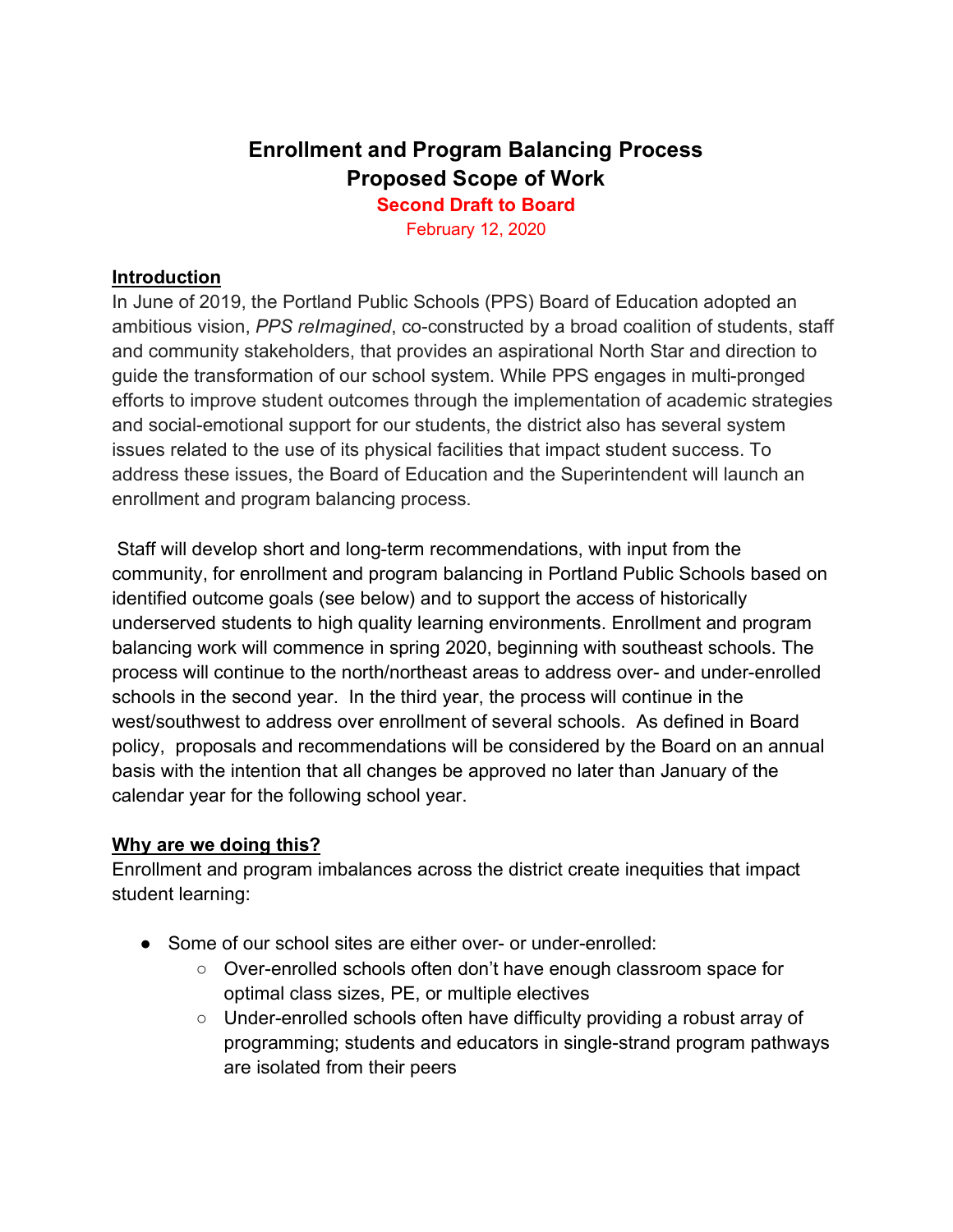# Enrollment and Program Balancing Process
# Proposed Scope of Work

**Second Draft to Board**

February 12, 2020

## Introduction

In June of 2019, the Portland Public Schools (PPS) Board of Education adopted an ambitious vision, *PPS reImagined*, co-constructed by a broad coalition of students, staff and community stakeholders, that provides an aspirational North Star and direction to guide the transformation of our school system. While PPS engages in multi-pronged efforts to improve student outcomes through the implementation of academic strategies and social-emotional support for our students, the district also has several system issues related to the use of its physical facilities that impact student success. To address these issues, the Board of Education and the Superintendent will launch an enrollment and program balancing process.

Staff will develop short and long-term recommendations, with input from the community, for enrollment and program balancing in Portland Public Schools based on identified outcome goals (see below) and to support the access of historically underserved students to high quality learning environments. Enrollment and program balancing work will commence in spring 2020, beginning with southeast schools. The process will continue to the north/northeast areas to address over- and under-enrolled schools in the second year. In the third year, the process will continue in the west/southwest to address over enrollment of several schools. As defined in Board policy, proposals and recommendations will be considered by the Board on an annual basis with the intention that all changes be approved no later than January of the calendar year for the following school year.

## Why are we doing this?

Enrollment and program imbalances across the district create inequities that impact student learning:

- Some of our school sites are either over- or under-enrolled:
  - Over-enrolled schools often don't have enough classroom space for optimal class sizes, PE, or multiple electives
  - Under-enrolled schools often have difficulty providing a robust array of programming; students and educators in single-strand program pathways are isolated from their peers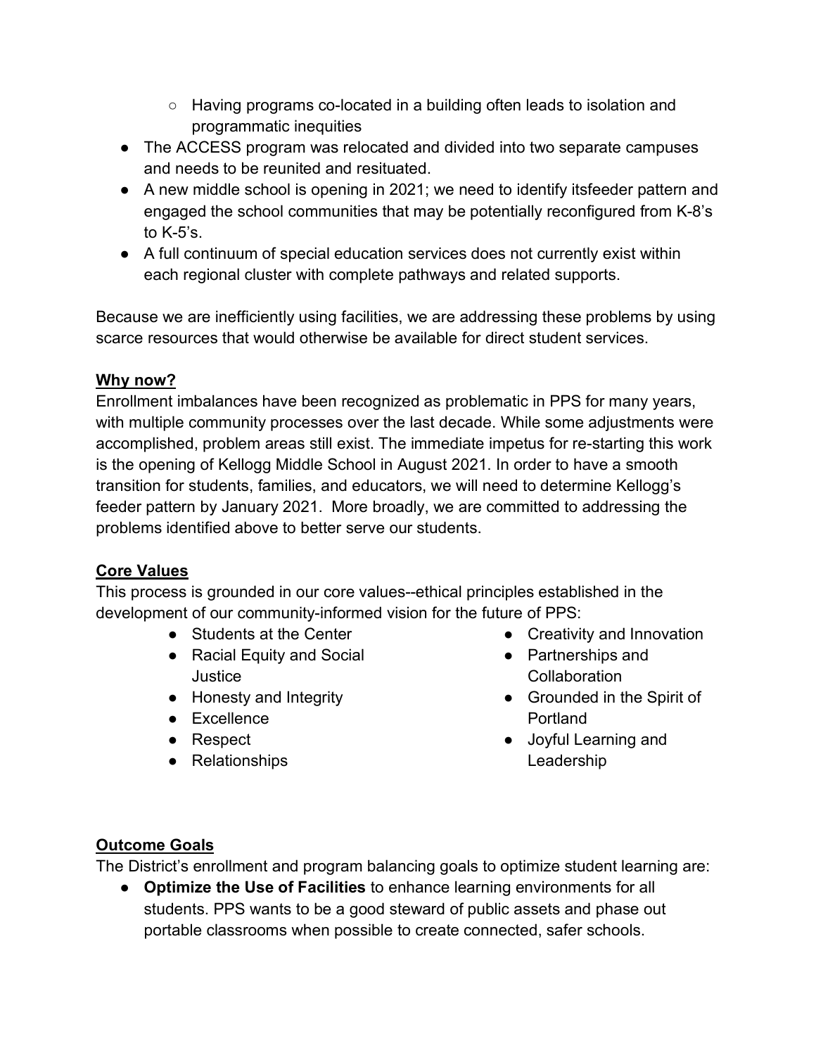- Having programs co-located in a building often leads to isolation and programmatic inequities
- The ACCESS program was relocated and divided into two separate campuses and needs to be reunited and resituated.
- A new middle school is opening in 2021; we need to identify itsfeeder pattern and engaged the school communities that may be potentially reconfigured from K-8's to K-5's.
- A full continuum of special education services does not currently exist within each regional cluster with complete pathways and related supports.

Because we are inefficiently using facilities, we are addressing these problems by using scarce resources that would otherwise be available for direct student services.

## Why now?

Enrollment imbalances have been recognized as problematic in PPS for many years, with multiple community processes over the last decade. While some adjustments were accomplished, problem areas still exist. The immediate impetus for re-starting this work is the opening of Kellogg Middle School in August 2021. In order to have a smooth transition for students, families, and educators, we will need to determine Kellogg's feeder pattern by January 2021. More broadly, we are committed to addressing the problems identified above to better serve our students.

## Core Values

This process is grounded in our core values--ethical principles established in the development of our community-informed vision for the future of PPS:

- Students at the Center
- Racial Equity and Social Justice
- Honesty and Integrity
- Excellence
- Respect
- Relationships
- Creativity and Innovation
- Partnerships and Collaboration
- Grounded in the Spirit of Portland
- Joyful Learning and Leadership

## Outcome Goals

The District's enrollment and program balancing goals to optimize student learning are:

- **Optimize the Use of Facilities** to enhance learning environments for all students. PPS wants to be a good steward of public assets and phase out portable classrooms when possible to create connected, safer schools.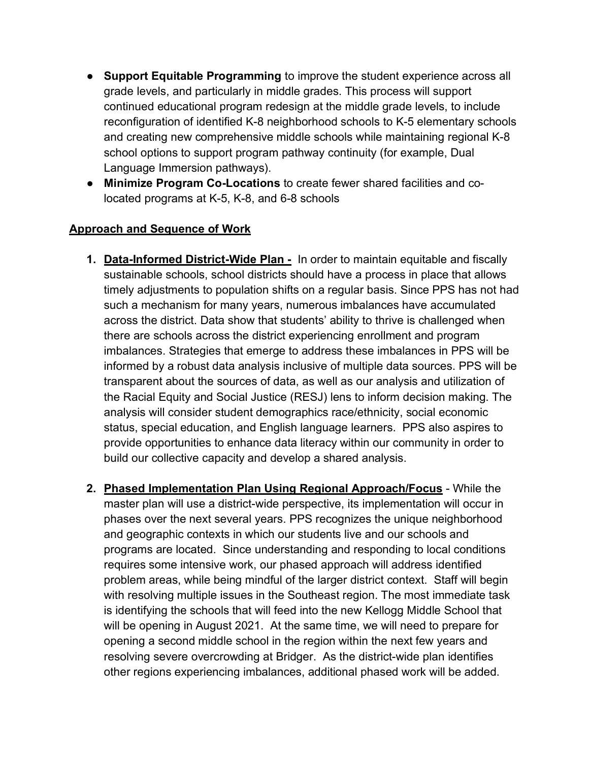- **Support Equitable Programming** to improve the student experience across all grade levels, and particularly in middle grades. This process will support continued educational program redesign at the middle grade levels, to include reconfiguration of identified K-8 neighborhood schools to K-5 elementary schools and creating new comprehensive middle schools while maintaining regional K-8 school options to support program pathway continuity (for example, Dual Language Immersion pathways).
- **Minimize Program Co-Locations** to create fewer shared facilities and co-located programs at K-5, K-8, and 6-8 schools

**Approach and Sequence of Work**

1. **Data-Informed District-Wide Plan -** In order to maintain equitable and fiscally sustainable schools, school districts should have a process in place that allows timely adjustments to population shifts on a regular basis. Since PPS has not had such a mechanism for many years, numerous imbalances have accumulated across the district. Data show that students' ability to thrive is challenged when there are schools across the district experiencing enrollment and program imbalances. Strategies that emerge to address these imbalances in PPS will be informed by a robust data analysis inclusive of multiple data sources. PPS will be transparent about the sources of data, as well as our analysis and utilization of the Racial Equity and Social Justice (RESJ) lens to inform decision making. The analysis will consider student demographics race/ethnicity, social economic status, special education, and English language learners. PPS also aspires to provide opportunities to enhance data literacy within our community in order to build our collective capacity and develop a shared analysis.

2. **Phased Implementation Plan Using Regional Approach/Focus** - While the master plan will use a district-wide perspective, its implementation will occur in phases over the next several years. PPS recognizes the unique neighborhood and geographic contexts in which our students live and our schools and programs are located. Since understanding and responding to local conditions requires some intensive work, our phased approach will address identified problem areas, while being mindful of the larger district context. Staff will begin with resolving multiple issues in the Southeast region. The most immediate task is identifying the schools that will feed into the new Kellogg Middle School that will be opening in August 2021. At the same time, we will need to prepare for opening a second middle school in the region within the next few years and resolving severe overcrowding at Bridger. As the district-wide plan identifies other regions experiencing imbalances, additional phased work will be added.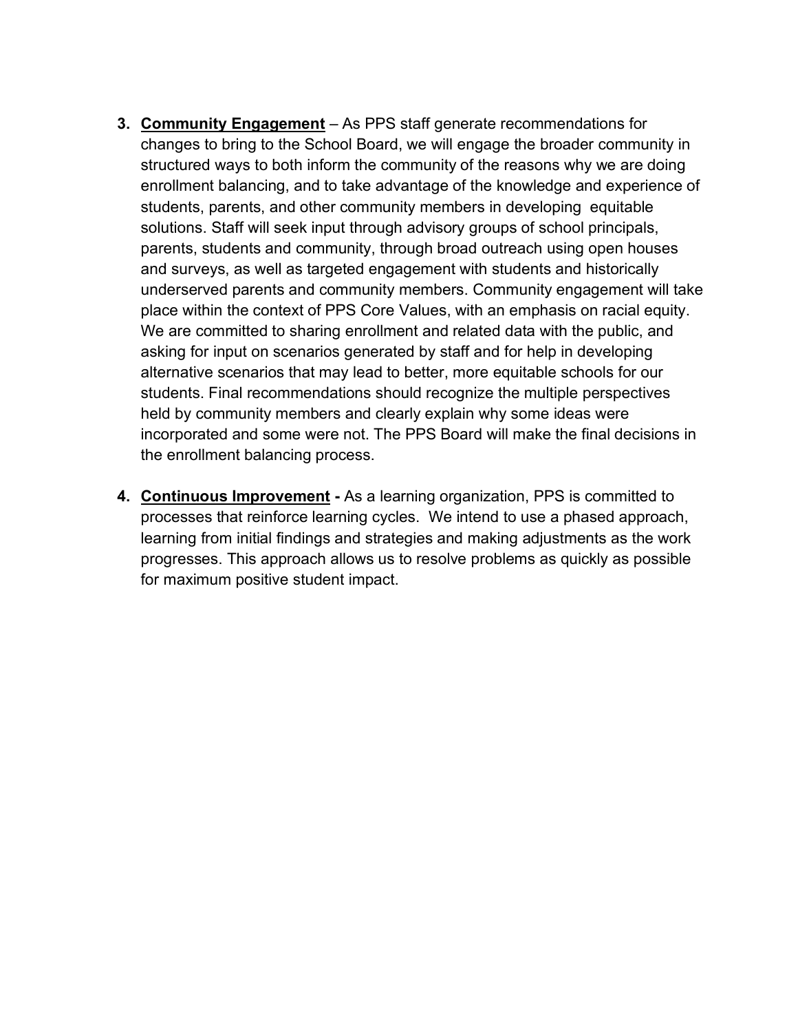3. **<u>Community Engagement</u>** – As PPS staff generate recommendations for changes to bring to the School Board, we will engage the broader community in structured ways to both inform the community of the reasons why we are doing enrollment balancing, and to take advantage of the knowledge and experience of students, parents, and other community members in developing equitable solutions. Staff will seek input through advisory groups of school principals, parents, students and community, through broad outreach using open houses and surveys, as well as targeted engagement with students and historically underserved parents and community members. Community engagement will take place within the context of PPS Core Values, with an emphasis on racial equity. We are committed to sharing enrollment and related data with the public, and asking for input on scenarios generated by staff and for help in developing alternative scenarios that may lead to better, more equitable schools for our students. Final recommendations should recognize the multiple perspectives held by community members and clearly explain why some ideas were incorporated and some were not. The PPS Board will make the final decisions in the enrollment balancing process.

4. **<u>Continuous Improvement</u> -** As a learning organization, PPS is committed to processes that reinforce learning cycles. We intend to use a phased approach, learning from initial findings and strategies and making adjustments as the work progresses. This approach allows us to resolve problems as quickly as possible for maximum positive student impact.